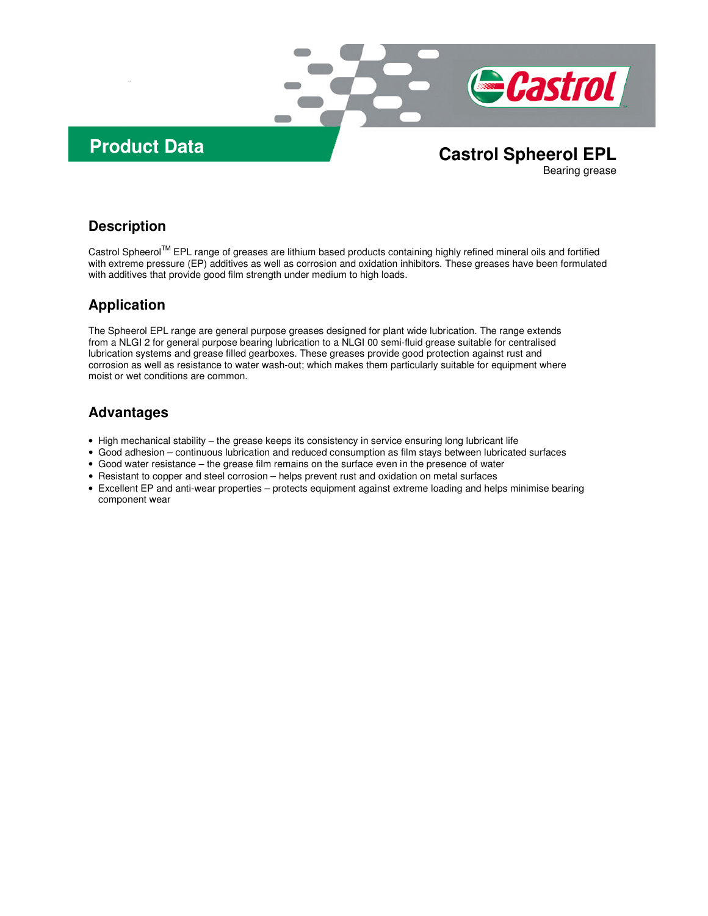Product Data

# Castrol Spheerol EPL

Bearing grease

## Description

Castrol Spheerol[TM] EPL range of greases are lithium based products containing highly refined mineral oils and fortified with extreme pressure (EP) additives as well as corrosion and oxidation inhibitors. These greases have been formulated with additives that provide good film strength under medium to high loads.

## Application

The Spheerol EPL range are general purpose greases designed for plant wide lubrication. The range extends from a NLGI 2 for general purpose bearing lubrication to a NLGI 00 semi-fluid grease suitable for centralised lubrication systems and grease filled gearboxes. These greases provide good protection against rust and corrosion as well as resistance to water wash-out; which makes them particularly suitable for equipment where moist or wet conditions are common.

## Advantages

- High mechanical stability – the grease keeps its consistency in service ensuring long lubricant life
- Good adhesion – continuous lubrication and reduced consumption as film stays between lubricated surfaces
- Good water resistance – the grease film remains on the surface even in the presence of water
- Resistant to copper and steel corrosion – helps prevent rust and oxidation on metal surfaces
- Excellent EP and anti-wear properties – protects equipment against extreme loading and helps minimise bearing component wear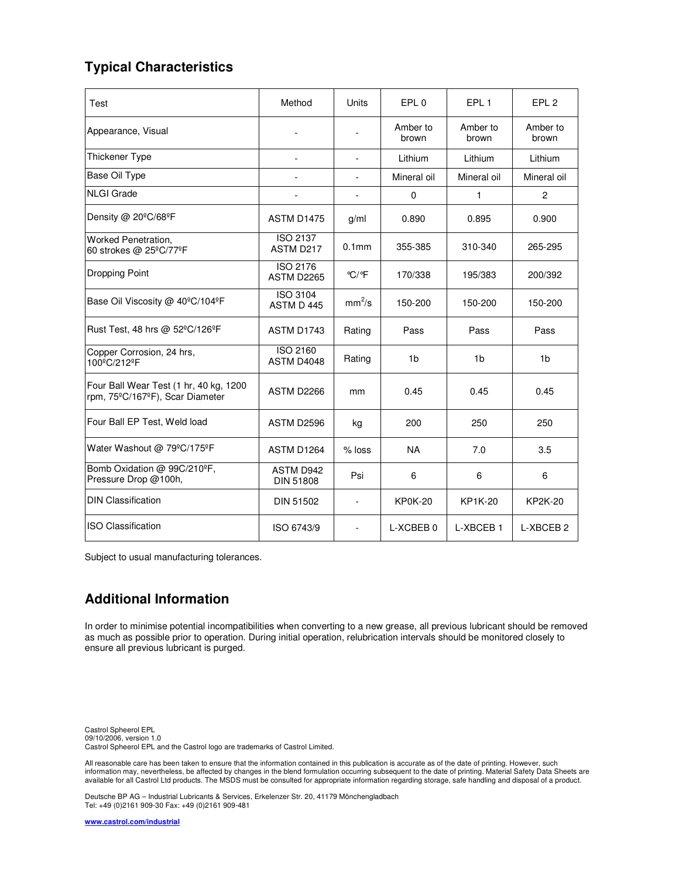## Typical Characteristics

| Test | Method | Units | EPL 0 | EPL 1 | EPL 2 |
|---|---|---|---|---|---|
| Appearance, Visual | - | - | Amber to brown | Amber to brown | Amber to brown |
| Thickener Type | - | - | Lithium | Lithium | Lithium |
| Base Oil Type | - | - | Mineral oil | Mineral oil | Mineral oil |
| NLGI Grade | - | - | 0 | 1 | 2 |
| Density @ 20ºC/68ºF | ASTM D1475 | g/ml | 0.890 | 0.895 | 0.900 |
| Worked Penetration, 60 strokes @ 25ºC/77ºF | ISO 2137 ASTM D217 | 0.1mm | 355-385 | 310-340 | 265-295 |
| Dropping Point | ISO 2176 ASTM D2265 | °C/°F | 170/338 | 195/383 | 200/392 |
| Base Oil Viscosity @ 40ºC/104ºF | ISO 3104 ASTM D 445 | $mm^2/s$ | 150-200 | 150-200 | 150-200 |
| Rust Test, 48 hrs @ 52ºC/126ºF | ASTM D1743 | Rating | Pass | Pass | Pass |
| Copper Corrosion, 24 hrs, 100ºC/212ºF | ISO 2160 ASTM D4048 | Rating | 1b | 1b | 1b |
| Four Ball Wear Test (1 hr, 40 kg, 1200 rpm, 75ºC/167ºF), Scar Diameter | ASTM D2266 | mm | 0.45 | 0.45 | 0.45 |
| Four Ball EP Test, Weld load | ASTM D2596 | kg | 200 | 250 | 250 |
| Water Washout @ 79ºC/175ºF | ASTM D1264 | % loss | NA | 7.0 | 3.5 |
| Bomb Oxidation @ 99C/210ºF, Pressure Drop @100h, | ASTM D942 DIN 51808 | Psi | 6 | 6 | 6 |
| DIN Classification | DIN 51502 | - | KP0K-20 | KP1K-20 | KP2K-20 |
| ISO Classification | ISO 6743/9 | - | L-XCBEB 0 | L-XBCEB 1 | L-XBCEB 2 |

Subject to usual manufacturing tolerances.

## Additional Information

In order to minimise potential incompatibilities when converting to a new grease, all previous lubricant should be removed as much as possible prior to operation. During initial operation, relubrication intervals should be monitored closely to ensure all previous lubricant is purged.

Castrol Spheerol EPL
09/10/2006, version 1.0
Castrol Spheerol EPL and the Castrol logo are trademarks of Castrol Limited.

All reasonable care has been taken to ensure that the information contained in this publication is accurate as of the date of printing. However, such information may, nevertheless, be affected by changes in the blend formulation occurring subsequent to the date of printing. Material Safety Data Sheets are available for all Castrol Ltd products. The MSDS must be consulted for appropriate information regarding storage, safe handling and disposal of a product.

Deutsche BP AG – Industrial Lubricants & Services, Erkelenzer Str. 20, 41179 Mönchengladbach
Tel: +49 (0)2161 909-30 Fax: +49 (0)2161 909-481

**www.castrol.com/industrial**